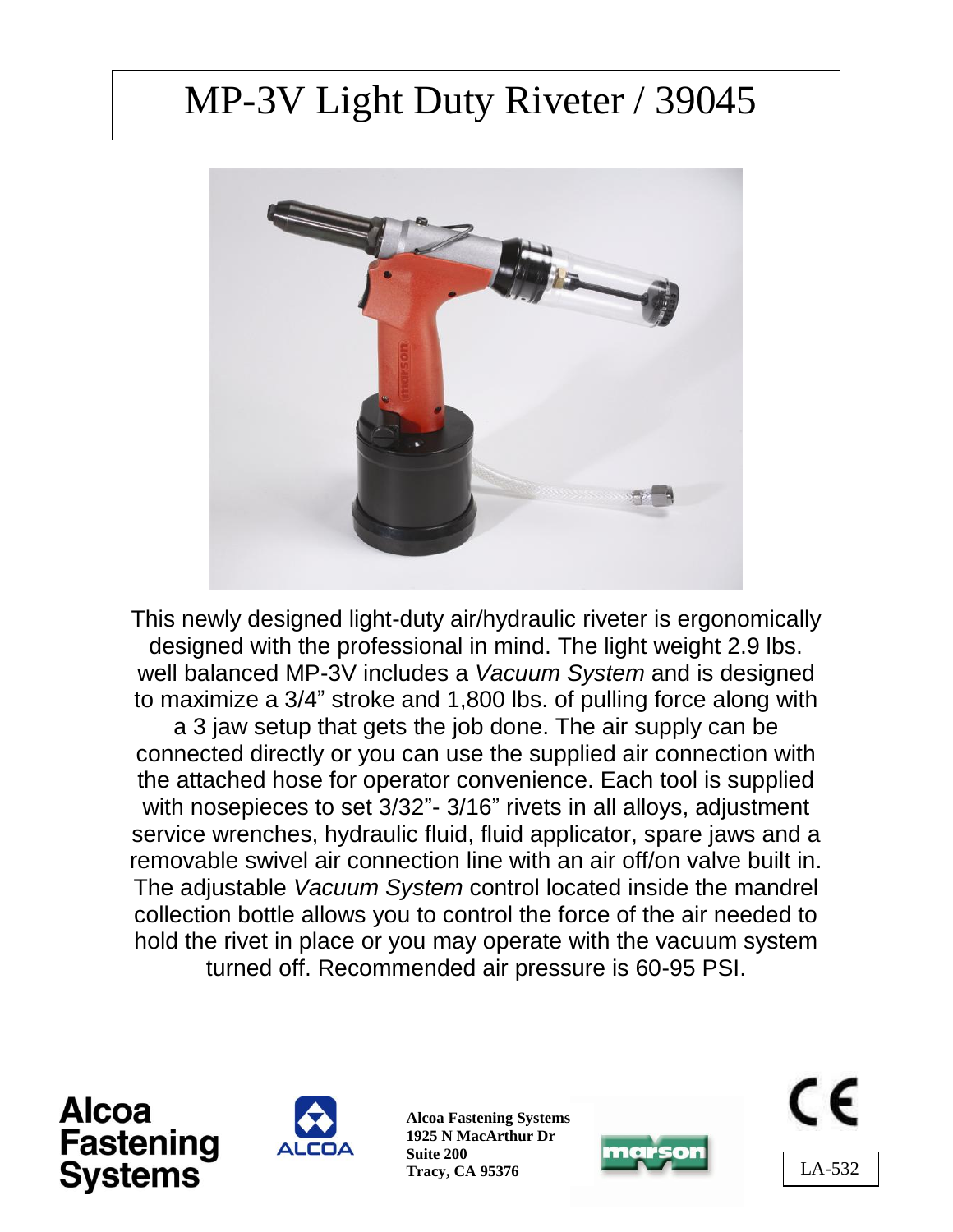# MP-3V Light Duty Riveter / 39045

This newly designed light-duty air/hydraulic riveter is ergonomically designed with the professional in mind. The light weight 2.9 lbs. well balanced MP-3V includes a *Vacuum System* and is designed to maximize a 3/4" stroke and 1,800 lbs. of pulling force along with a 3 jaw setup that gets the job done. The air supply can be connected directly or you can use the supplied air connection with the attached hose for operator convenience. Each tool is supplied with nosepieces to set 3/32"- 3/16" rivets in all alloys, adjustment service wrenches, hydraulic fluid, fluid applicator, spare jaws and a removable swivel air connection line with an air off/on valve built in. The adjustable *Vacuum System* control located inside the mandrel collection bottle allows you to control the force of the air needed to hold the rivet in place or you may operate with the vacuum system turned off. Recommended air pressure is 60-95 PSI.

**Alcoa Fastening Systems**
**1925 N MacArthur Dr**
**Suite 200**
**Tracy, CA 95376**

LA-532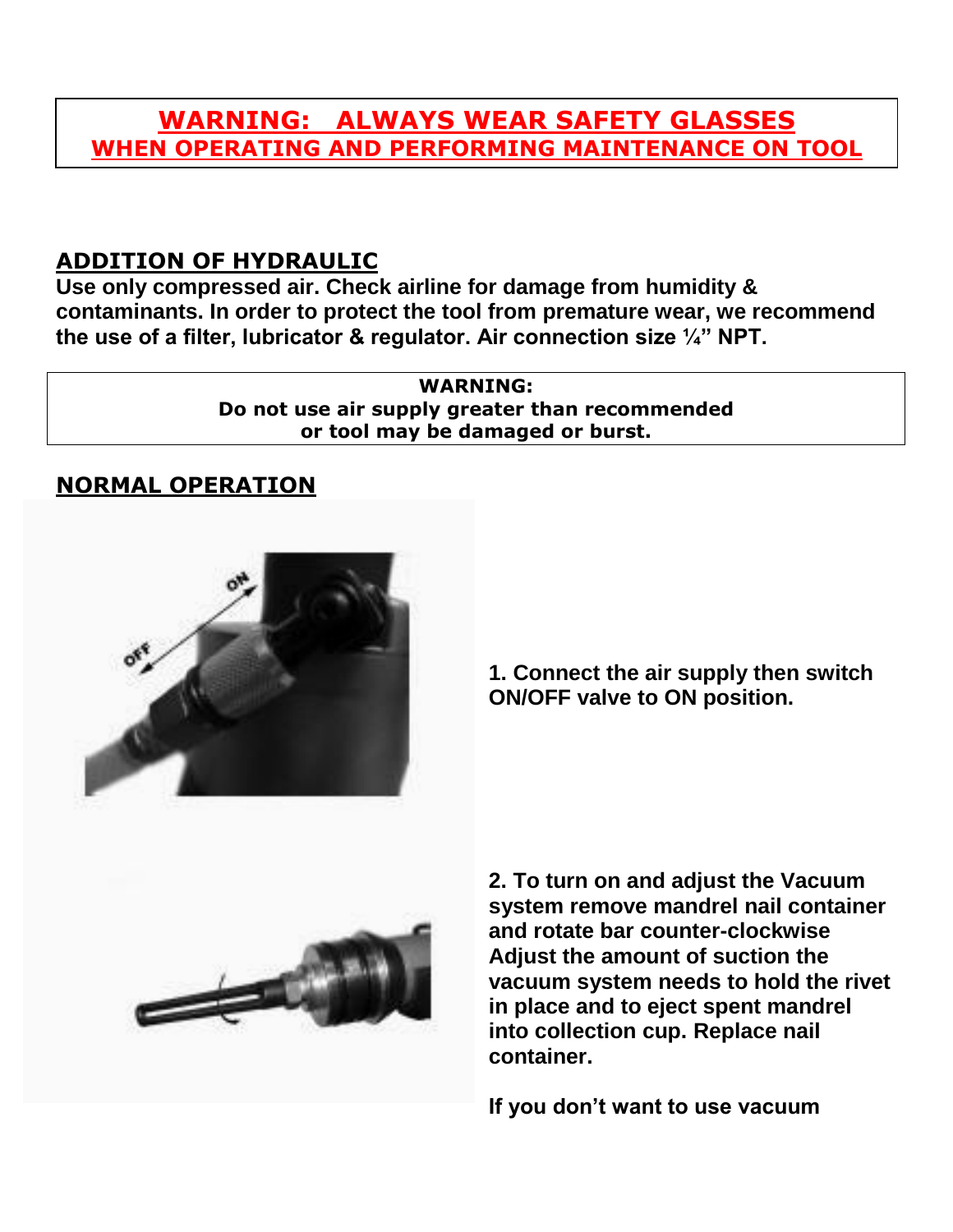**WARNING: ALWAYS WEAR SAFETY GLASSES**
**WHEN OPERATING AND PERFORMING MAINTENANCE ON TOOL**

## ADDITION OF HYDRAULIC

**Use only compressed air. Check airline for damage from humidity & contaminants. In order to protect the tool from premature wear, we recommend the use of a filter, lubricator & regulator. Air connection size ¼" NPT.**

**WARNING:**
**Do not use air supply greater than recommended or tool may be damaged or burst.**

## NORMAL OPERATION

**1. Connect the air supply then switch ON/OFF valve to ON position.**

**2. To turn on and adjust the Vacuum system remove mandrel nail container and rotate bar counter-clockwise Adjust the amount of suction the vacuum system needs to hold the rivet in place and to eject spent mandrel into collection cup. Replace nail container.**

**If you don't want to use vacuum**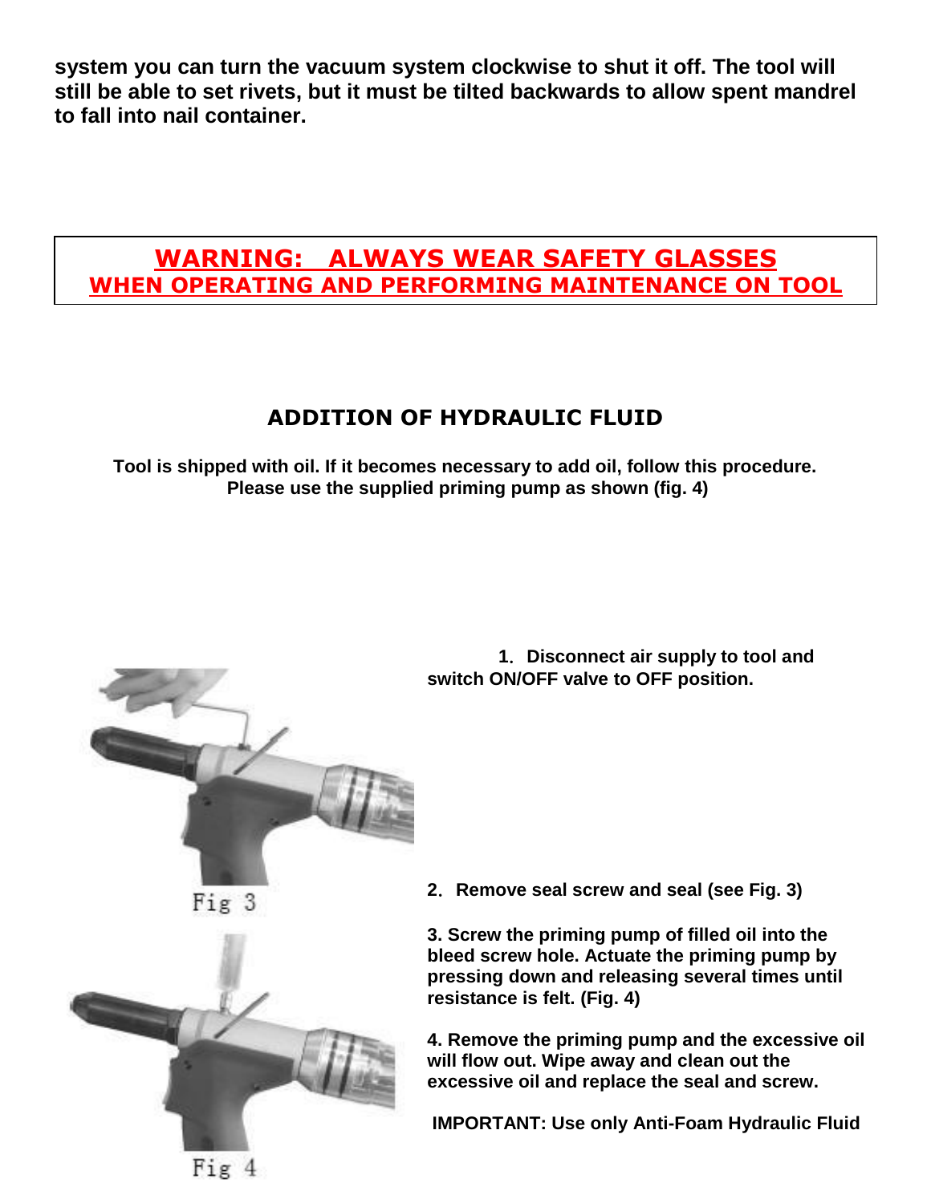**system you can turn the vacuum system clockwise to shut it off. The tool will still be able to set rivets, but it must be tilted backwards to allow spent mandrel to fall into nail container.**

**WARNING: ALWAYS WEAR SAFETY GLASSES WHEN OPERATING AND PERFORMING MAINTENANCE ON TOOL**

## ADDITION OF HYDRAULIC FLUID

**Tool is shipped with oil. If it becomes necessary to add oil, follow this procedure. Please use the supplied priming pump as shown (fig. 4)**

**1. Disconnect air supply to tool and switch ON/OFF valve to OFF position.**

Fig 3

**2. Remove seal screw and seal (see Fig. 3)**

**3. Screw the priming pump of filled oil into the bleed screw hole. Actuate the priming pump by pressing down and releasing several times until resistance is felt. (Fig. 4)**

**4. Remove the priming pump and the excessive oil will flow out. Wipe away and clean out the excessive oil and replace the seal and screw.**

**IMPORTANT: Use only Anti-Foam Hydraulic Fluid**

Fig 4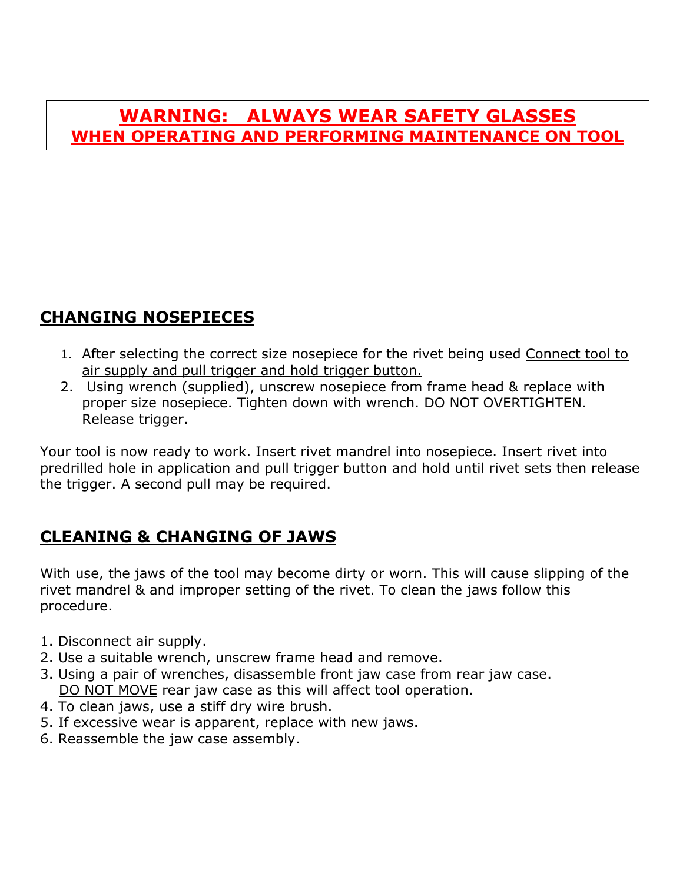**WARNING: ALWAYS WEAR SAFETY GLASSES**
**WHEN OPERATING AND PERFORMING MAINTENANCE ON TOOL**

## CHANGING NOSEPIECES

1. After selecting the correct size nosepiece for the rivet being used Connect tool to air supply and pull trigger and hold trigger button.
2. Using wrench (supplied), unscrew nosepiece from frame head & replace with proper size nosepiece. Tighten down with wrench. DO NOT OVERTIGHTEN. Release trigger.

Your tool is now ready to work. Insert rivet mandrel into nosepiece. Insert rivet into predrilled hole in application and pull trigger button and hold until rivet sets then release the trigger. A second pull may be required.

## CLEANING & CHANGING OF JAWS

With use, the jaws of the tool may become dirty or worn. This will cause slipping of the rivet mandrel & and improper setting of the rivet. To clean the jaws follow this procedure.

1. Disconnect air supply.
2. Use a suitable wrench, unscrew frame head and remove.
3. Using a pair of wrenches, disassemble front jaw case from rear jaw case. DO NOT MOVE rear jaw case as this will affect tool operation.
4. To clean jaws, use a stiff dry wire brush.
5. If excessive wear is apparent, replace with new jaws.
6. Reassemble the jaw case assembly.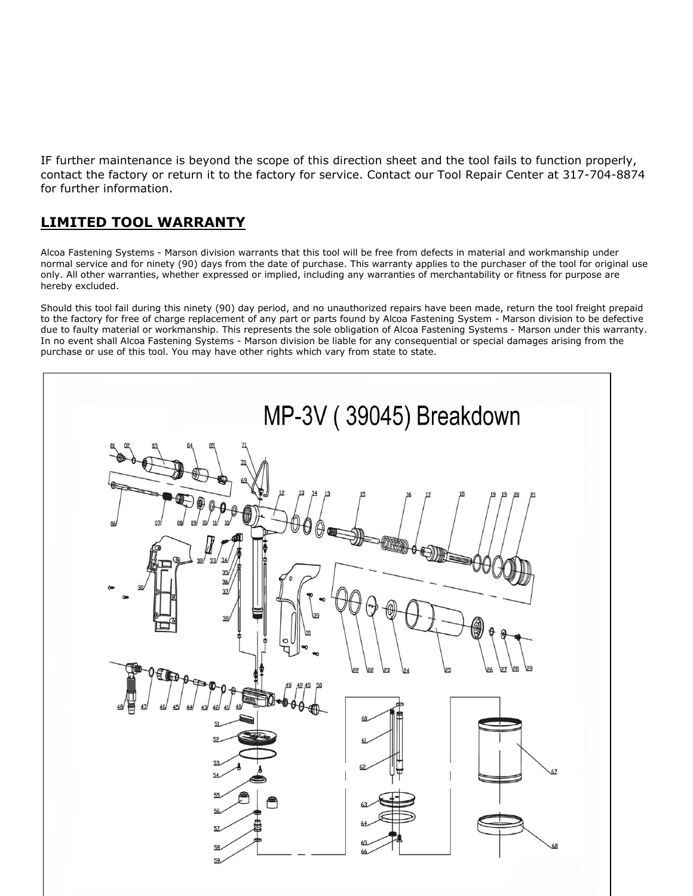IF further maintenance is beyond the scope of this direction sheet and the tool fails to function properly, contact the factory or return it to the factory for service. Contact our Tool Repair Center at 317-704-8874 for further information.

## **LIMITED TOOL WARRANTY**

Alcoa Fastening Systems - Marson division warrants that this tool will be free from defects in material and workmanship under normal service and for ninety (90) days from the date of purchase. This warranty applies to the purchaser of the tool for original use only. All other warranties, whether expressed or implied, including any warranties of merchantability or fitness for purpose are hereby excluded.

Should this tool fail during this ninety (90) day period, and no unauthorized repairs have been made, return the tool freight prepaid to the factory for free of charge replacement of any part or parts found by Alcoa Fastening System - Marson division to be defective due to faulty material or workmanship. This represents the sole obligation of Alcoa Fastening Systems - Marson under this warranty. In no event shall Alcoa Fastening Systems - Marson division be liable for any consequential or special damages arising from the purchase or use of this tool. You may have other rights which vary from state to state.

MP-3V ( 39045) Breakdown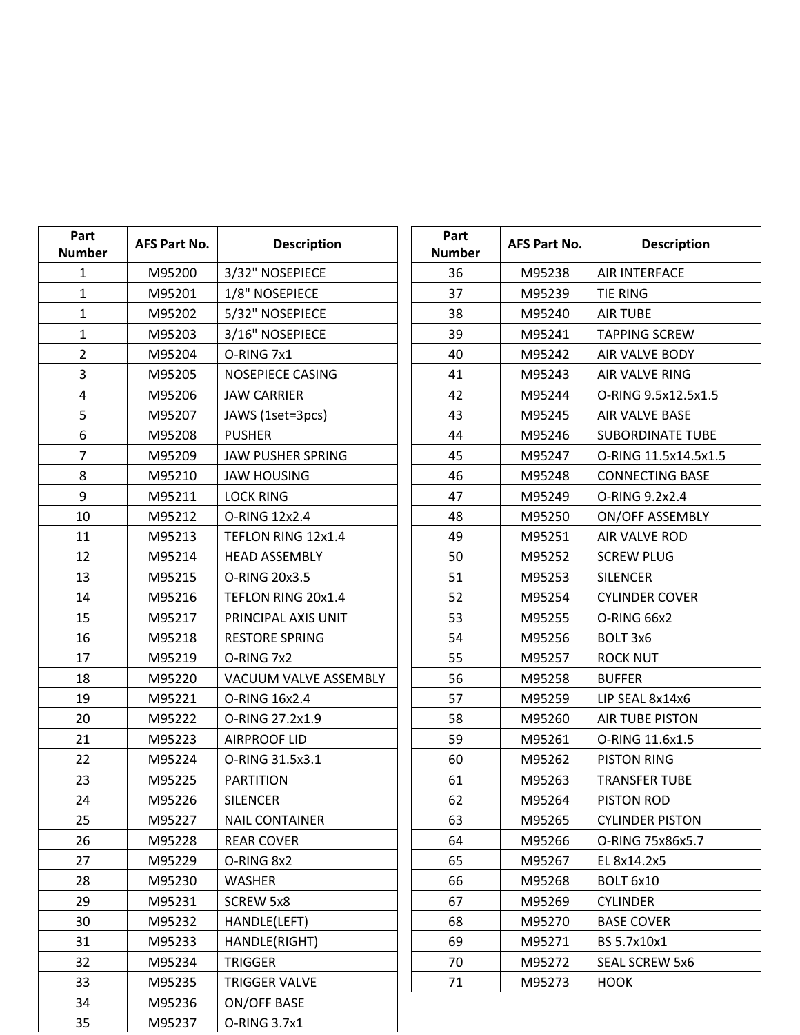| Part Number | AFS Part No. | Description |
|---|---|---|
| 1 | M95200 | 3/32" NOSEPIECE |
| 1 | M95201 | 1/8" NOSEPIECE |
| 1 | M95202 | 5/32" NOSEPIECE |
| 1 | M95203 | 3/16" NOSEPIECE |
| 2 | M95204 | O-RING 7x1 |
| 3 | M95205 | NOSEPIECE CASING |
| 4 | M95206 | JAW CARRIER |
| 5 | M95207 | JAWS (1set=3pcs) |
| 6 | M95208 | PUSHER |
| 7 | M95209 | JAW PUSHER SPRING |
| 8 | M95210 | JAW HOUSING |
| 9 | M95211 | LOCK RING |
| 10 | M95212 | O-RING 12x2.4 |
| 11 | M95213 | TEFLON RING 12x1.4 |
| 12 | M95214 | HEAD ASSEMBLY |
| 13 | M95215 | O-RING 20x3.5 |
| 14 | M95216 | TEFLON RING 20x1.4 |
| 15 | M95217 | PRINCIPAL AXIS UNIT |
| 16 | M95218 | RESTORE SPRING |
| 17 | M95219 | O-RING 7x2 |
| 18 | M95220 | VACUUM VALVE ASSEMBLY |
| 19 | M95221 | O-RING 16x2.4 |
| 20 | M95222 | O-RING 27.2x1.9 |
| 21 | M95223 | AIRPROOF LID |
| 22 | M95224 | O-RING 31.5x3.1 |
| 23 | M95225 | PARTITION |
| 24 | M95226 | SILENCER |
| 25 | M95227 | NAIL CONTAINER |
| 26 | M95228 | REAR COVER |
| 27 | M95229 | O-RING 8x2 |
| 28 | M95230 | WASHER |
| 29 | M95231 | SCREW 5x8 |
| 30 | M95232 | HANDLE(LEFT) |
| 31 | M95233 | HANDLE(RIGHT) |
| 32 | M95234 | TRIGGER |
| 33 | M95235 | TRIGGER VALVE |
| 34 | M95236 | ON/OFF BASE |
| 35 | M95237 | O-RING 3.7x1 |

| Part Number | AFS Part No. | Description |
|---|---|---|
| 36 | M95238 | AIR INTERFACE |
| 37 | M95239 | TIE RING |
| 38 | M95240 | AIR TUBE |
| 39 | M95241 | TAPPING SCREW |
| 40 | M95242 | AIR VALVE BODY |
| 41 | M95243 | AIR VALVE RING |
| 42 | M95244 | O-RING 9.5x12.5x1.5 |
| 43 | M95245 | AIR VALVE BASE |
| 44 | M95246 | SUBORDINATE TUBE |
| 45 | M95247 | O-RING 11.5x14.5x1.5 |
| 46 | M95248 | CONNECTING BASE |
| 47 | M95249 | O-RING 9.2x2.4 |
| 48 | M95250 | ON/OFF ASSEMBLY |
| 49 | M95251 | AIR VALVE ROD |
| 50 | M95252 | SCREW PLUG |
| 51 | M95253 | SILENCER |
| 52 | M95254 | CYLINDER COVER |
| 53 | M95255 | O-RING 66x2 |
| 54 | M95256 | BOLT 3x6 |
| 55 | M95257 | ROCK NUT |
| 56 | M95258 | BUFFER |
| 57 | M95259 | LIP SEAL 8x14x6 |
| 58 | M95260 | AIR TUBE PISTON |
| 59 | M95261 | O-RING 11.6x1.5 |
| 60 | M95262 | PISTON RING |
| 61 | M95263 | TRANSFER TUBE |
| 62 | M95264 | PISTON ROD |
| 63 | M95265 | CYLINDER PISTON |
| 64 | M95266 | O-RING 75x86x5.7 |
| 65 | M95267 | EL 8x14.2x5 |
| 66 | M95268 | BOLT 6x10 |
| 67 | M95269 | CYLINDER |
| 68 | M95270 | BASE COVER |
| 69 | M95271 | BS 5.7x10x1 |
| 70 | M95272 | SEAL SCREW 5x6 |
| 71 | M95273 | HOOK |